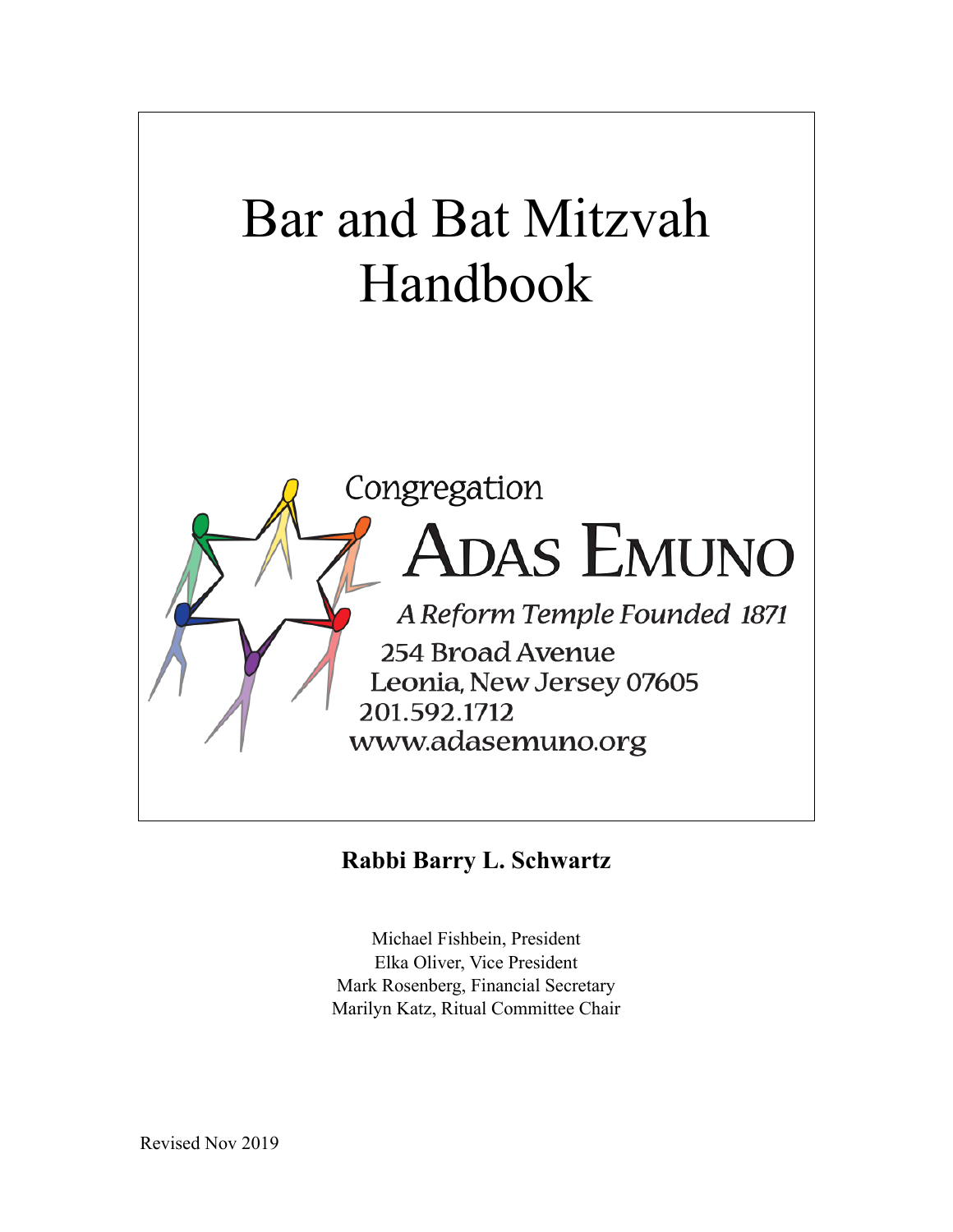# Bar and Bat Mitzvah Handbook

Congregation

**ADAS EMUNO**

*A Reform Temple Founded 1871*

254 Broad Avenue
Leonia, New Jersey 07605
201.592.1712
www.adasemuno.org

**Rabbi Barry L. Schwartz**

Michael Fishbein, President
Elka Oliver, Vice President
Mark Rosenberg, Financial Secretary
Marilyn Katz, Ritual Committee Chair

Revised Nov 2019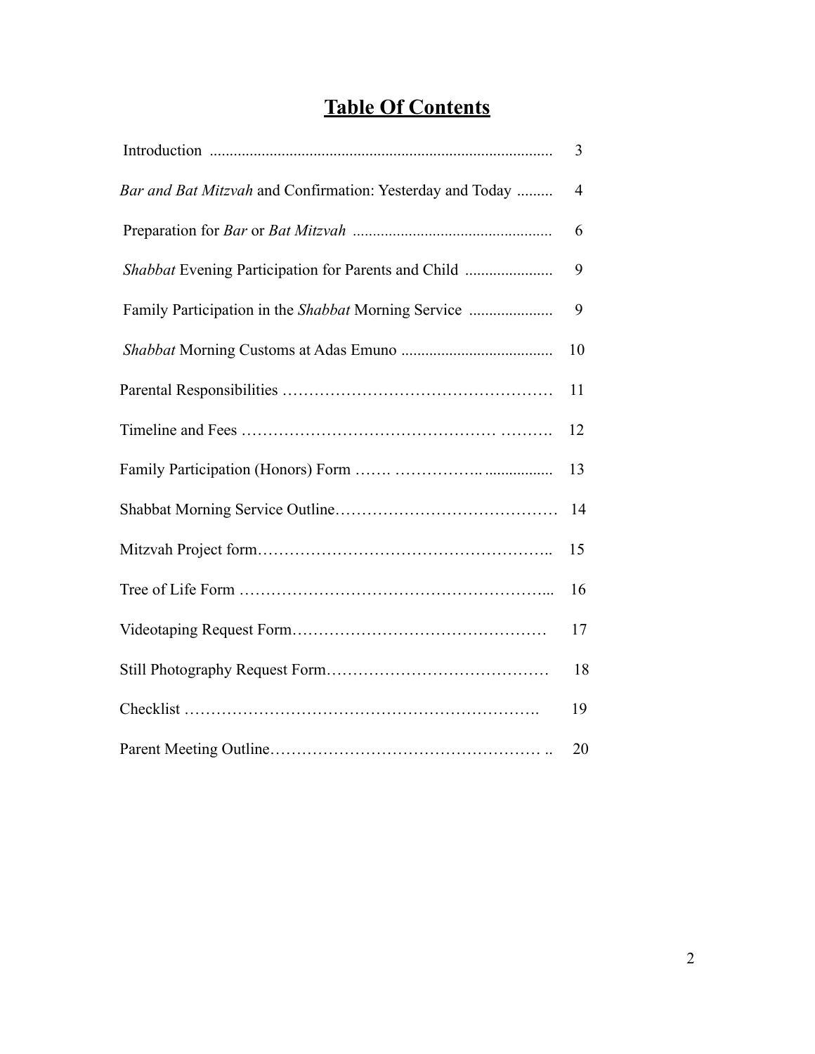# **Table Of Contents**

| | |
|---|---|
| Introduction | 3 |
| *Bar and Bat Mitzvah* and Confirmation: Yesterday and Today | 4 |
| Preparation for *Bar* or *Bat Mitzvah* | 6 |
| *Shabbat* Evening Participation for Parents and Child | 9 |
| Family Participation in the *Shabbat* Morning Service | 9 |
| *Shabbat* Morning Customs at Adas Emuno | 10 |
| Parental Responsibilities | 11 |
| Timeline and Fees | 12 |
| Family Participation (Honors) Form | 13 |
| Shabbat Morning Service Outline | 14 |
| Mitzvah Project form | 15 |
| Tree of Life Form | 16 |
| Videotaping Request Form | 17 |
| Still Photography Request Form | 18 |
| Checklist | 19 |
| Parent Meeting Outline | 20 |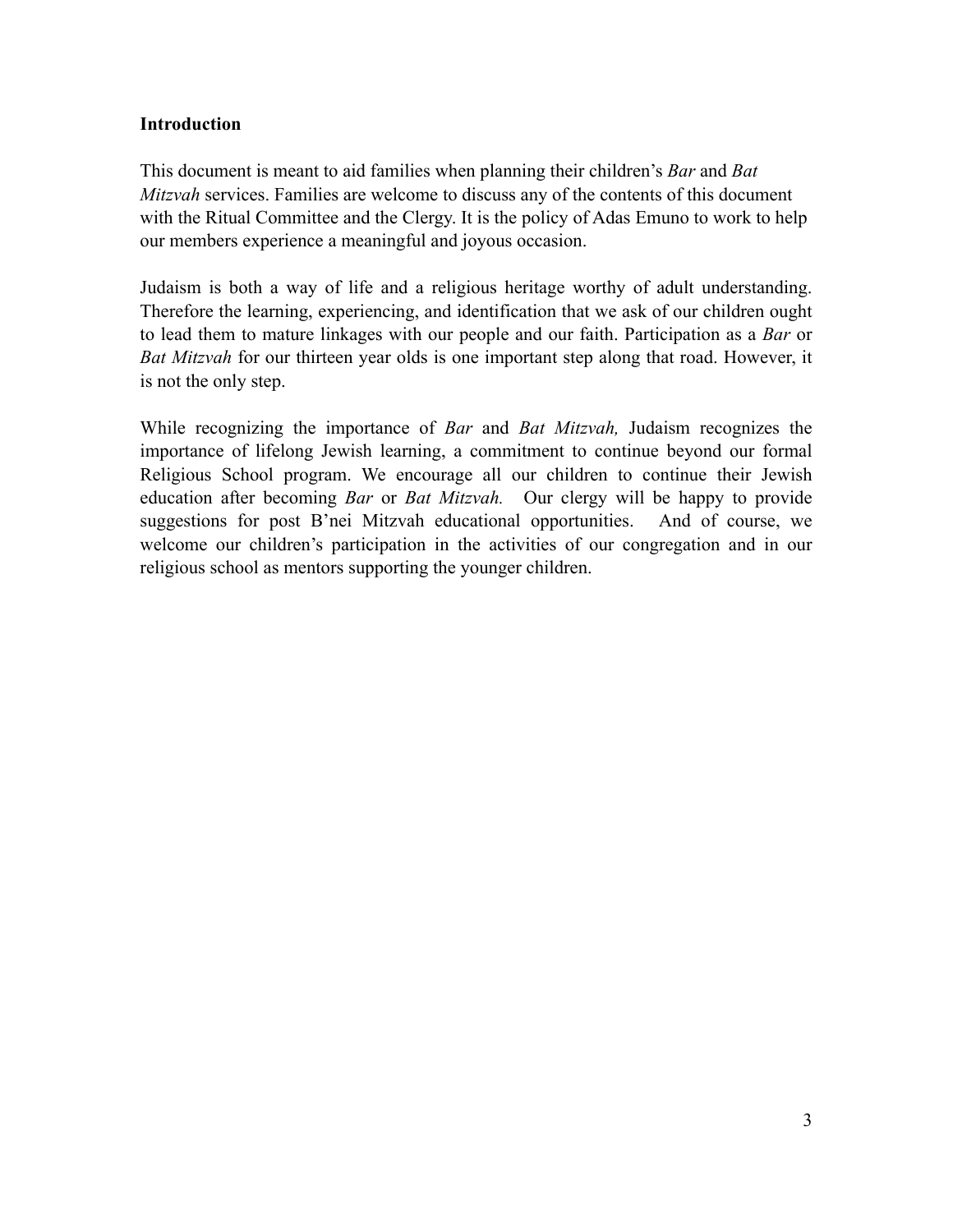**Introduction**

This document is meant to aid families when planning their children's *Bar* and *Bat Mitzvah* services. Families are welcome to discuss any of the contents of this document with the Ritual Committee and the Clergy. It is the policy of Adas Emuno to work to help our members experience a meaningful and joyous occasion.

Judaism is both a way of life and a religious heritage worthy of adult understanding. Therefore the learning, experiencing, and identification that we ask of our children ought to lead them to mature linkages with our people and our faith. Participation as a *Bar* or *Bat Mitzvah* for our thirteen year olds is one important step along that road. However, it is not the only step.

While recognizing the importance of *Bar* and *Bat Mitzvah,* Judaism recognizes the importance of lifelong Jewish learning, a commitment to continue beyond our formal Religious School program. We encourage all our children to continue their Jewish education after becoming *Bar* or *Bat Mitzvah.* Our clergy will be happy to provide suggestions for post B'nei Mitzvah educational opportunities. And of course, we welcome our children's participation in the activities of our congregation and in our religious school as mentors supporting the younger children.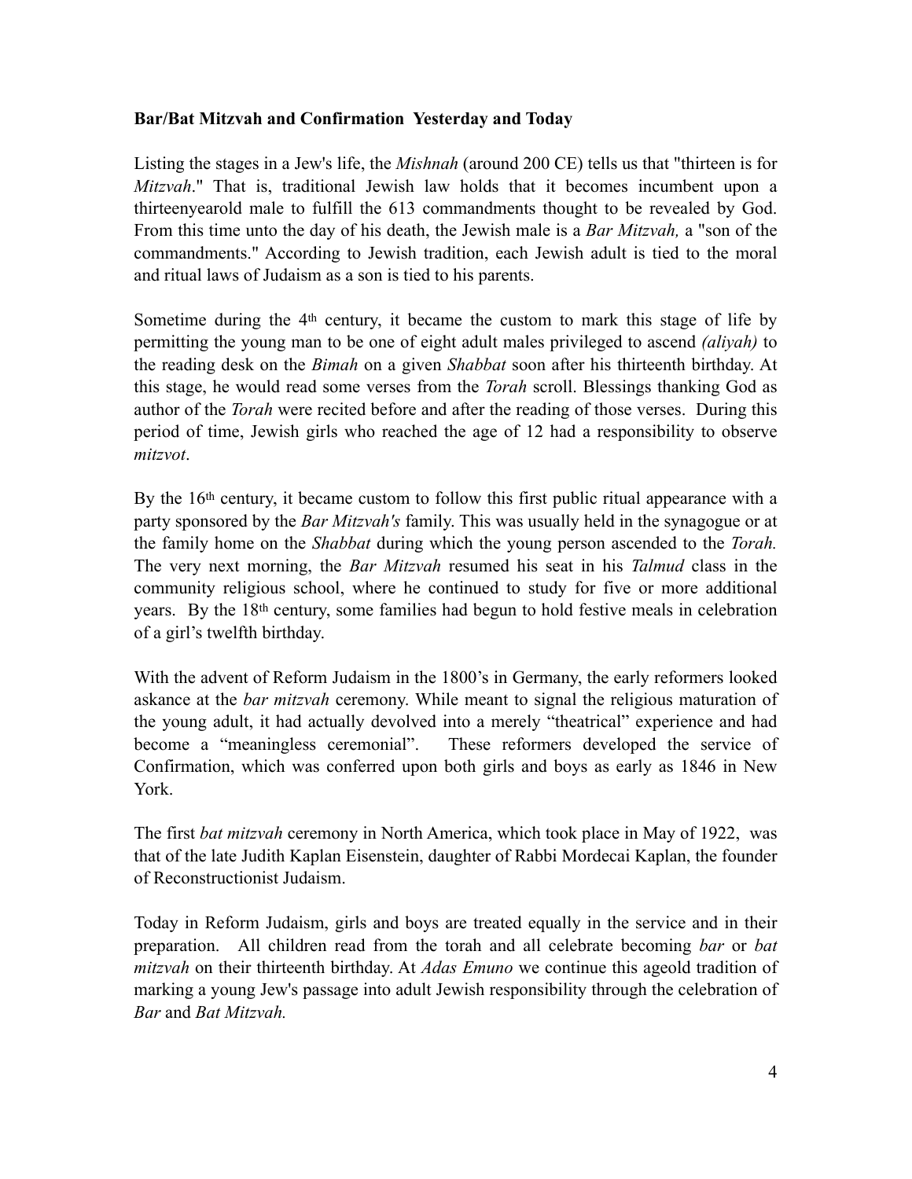**Bar/Bat Mitzvah and Confirmation  Yesterday and Today**

Listing the stages in a Jew's life, the *Mishnah* (around 200 CE) tells us that "thirteen is for *Mitzvah*." That is, traditional Jewish law holds that it becomes incumbent upon a thirteenyearold male to fulfill the 613 commandments thought to be revealed by God. From this time unto the day of his death, the Jewish male is a *Bar Mitzvah,* a "son of the commandments." According to Jewish tradition, each Jewish adult is tied to the moral and ritual laws of Judaism as a son is tied to his parents.

Sometime during the 4th century, it became the custom to mark this stage of life by permitting the young man to be one of eight adult males privileged to ascend *(aliyah)* to the reading desk on the *Bimah* on a given *Shabbat* soon after his thirteenth birthday. At this stage, he would read some verses from the *Torah* scroll. Blessings thanking God as author of the *Torah* were recited before and after the reading of those verses. During this period of time, Jewish girls who reached the age of 12 had a responsibility to observe *mitzvot*.

By the 16th century, it became custom to follow this first public ritual appearance with a party sponsored by the *Bar Mitzvah's* family. This was usually held in the synagogue or at the family home on the *Shabbat* during which the young person ascended to the *Torah.* The very next morning, the *Bar Mitzvah* resumed his seat in his *Talmud* class in the community religious school, where he continued to study for five or more additional years. By the 18th century, some families had begun to hold festive meals in celebration of a girl's twelfth birthday.

With the advent of Reform Judaism in the 1800's in Germany, the early reformers looked askance at the *bar mitzvah* ceremony. While meant to signal the religious maturation of the young adult, it had actually devolved into a merely "theatrical" experience and had become a "meaningless ceremonial". These reformers developed the service of Confirmation, which was conferred upon both girls and boys as early as 1846 in New York.

The first *bat mitzvah* ceremony in North America, which took place in May of 1922, was that of the late Judith Kaplan Eisenstein, daughter of Rabbi Mordecai Kaplan, the founder of Reconstructionist Judaism.

Today in Reform Judaism, girls and boys are treated equally in the service and in their preparation. All children read from the torah and all celebrate becoming *bar* or *bat mitzvah* on their thirteenth birthday. At *Adas Emuno* we continue this ageold tradition of marking a young Jew's passage into adult Jewish responsibility through the celebration of *Bar* and *Bat Mitzvah.*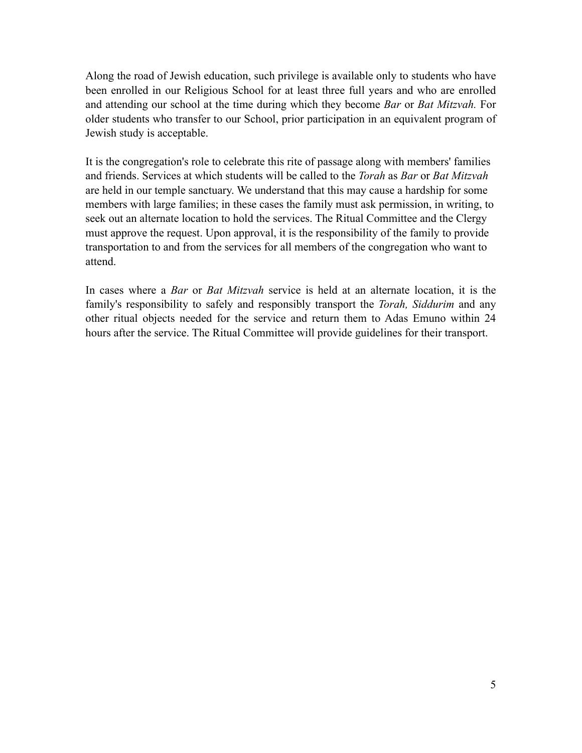Along the road of Jewish education, such privilege is available only to students who have been enrolled in our Religious School for at least three full years and who are enrolled and attending our school at the time during which they become *Bar* or *Bat Mitzvah.* For older students who transfer to our School, prior participation in an equivalent program of Jewish study is acceptable.

It is the congregation's role to celebrate this rite of passage along with members' families and friends. Services at which students will be called to the *Torah* as *Bar* or *Bat Mitzvah* are held in our temple sanctuary. We understand that this may cause a hardship for some members with large families; in these cases the family must ask permission, in writing, to seek out an alternate location to hold the services. The Ritual Committee and the Clergy must approve the request. Upon approval, it is the responsibility of the family to provide transportation to and from the services for all members of the congregation who want to attend.

In cases where a *Bar* or *Bat Mitzvah* service is held at an alternate location, it is the family's responsibility to safely and responsibly transport the *Torah, Siddurim* and any other ritual objects needed for the service and return them to Adas Emuno within 24 hours after the service. The Ritual Committee will provide guidelines for their transport.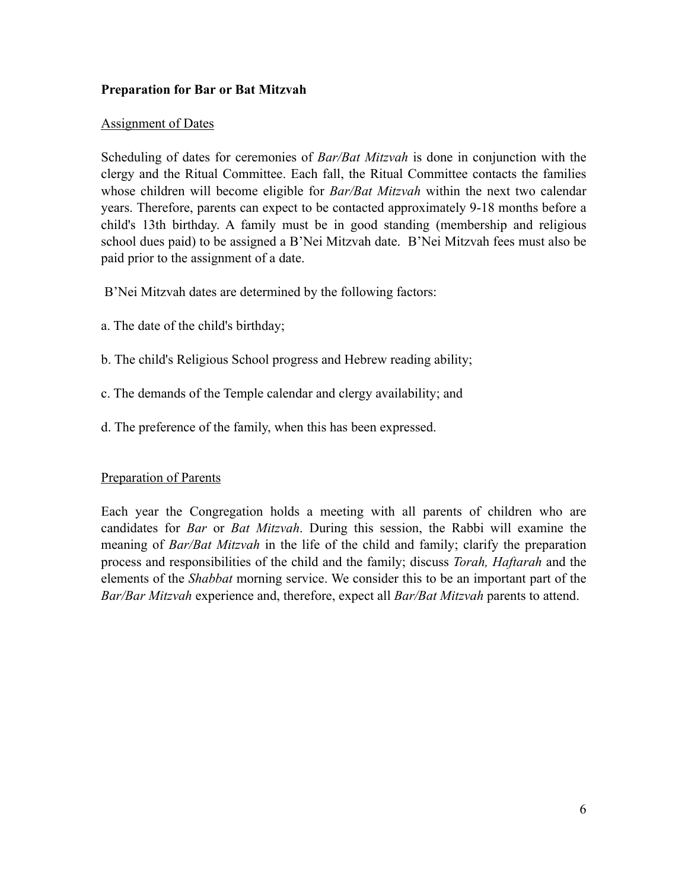**Preparation for Bar or Bat Mitzvah**

Assignment of Dates

Scheduling of dates for ceremonies of *Bar/Bat Mitzvah* is done in conjunction with the clergy and the Ritual Committee. Each fall, the Ritual Committee contacts the families whose children will become eligible for *Bar/Bat Mitzvah* within the next two calendar years. Therefore, parents can expect to be contacted approximately 9-18 months before a child's 13th birthday. A family must be in good standing (membership and religious school dues paid) to be assigned a B'Nei Mitzvah date. B'Nei Mitzvah fees must also be paid prior to the assignment of a date.

B'Nei Mitzvah dates are determined by the following factors:

a. The date of the child's birthday;

b. The child's Religious School progress and Hebrew reading ability;

c. The demands of the Temple calendar and clergy availability; and

d. The preference of the family, when this has been expressed.

Preparation of Parents

Each year the Congregation holds a meeting with all parents of children who are candidates for *Bar* or *Bat Mitzvah*. During this session, the Rabbi will examine the meaning of *Bar/Bat Mitzvah* in the life of the child and family; clarify the preparation process and responsibilities of the child and the family; discuss *Torah, Haftarah* and the elements of the *Shabbat* morning service. We consider this to be an important part of the *Bar/Bar Mitzvah* experience and, therefore, expect all *Bar/Bat Mitzvah* parents to attend.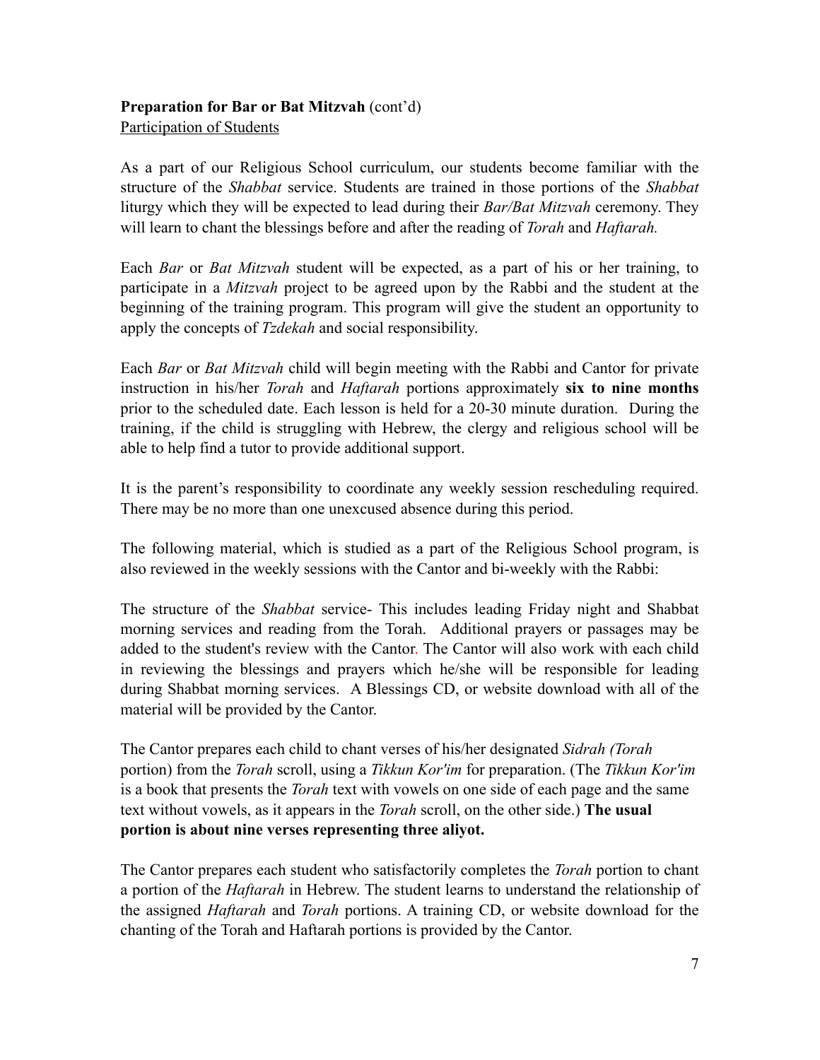**Preparation for Bar or Bat Mitzvah** (cont'd)

Participation of Students

As a part of our Religious School curriculum, our students become familiar with the structure of the *Shabbat* service. Students are trained in those portions of the *Shabbat* liturgy which they will be expected to lead during their *Bar/Bat Mitzvah* ceremony. They will learn to chant the blessings before and after the reading of *Torah* and *Haftarah.*

Each *Bar* or *Bat Mitzvah* student will be expected, as a part of his or her training, to participate in a *Mitzvah* project to be agreed upon by the Rabbi and the student at the beginning of the training program. This program will give the student an opportunity to apply the concepts of *Tzdekah* and social responsibility.

Each *Bar* or *Bat Mitzvah* child will begin meeting with the Rabbi and Cantor for private instruction in his/her *Torah* and *Haftarah* portions approximately **six to nine months** prior to the scheduled date. Each lesson is held for a 20-30 minute duration. During the training, if the child is struggling with Hebrew, the clergy and religious school will be able to help find a tutor to provide additional support.

It is the parent's responsibility to coordinate any weekly session rescheduling required. There may be no more than one unexcused absence during this period.

The following material, which is studied as a part of the Religious School program, is also reviewed in the weekly sessions with the Cantor and bi-weekly with the Rabbi:

The structure of the *Shabbat* service- This includes leading Friday night and Shabbat morning services and reading from the Torah. Additional prayers or passages may be added to the student's review with the Cantor. The Cantor will also work with each child in reviewing the blessings and prayers which he/she will be responsible for leading during Shabbat morning services. A Blessings CD, or website download with all of the material will be provided by the Cantor.

The Cantor prepares each child to chant verses of his/her designated *Sidrah (Torah* portion) from the *Torah* scroll, using a *Tikkun Kor'im* for preparation. (The *Tikkun Kor'im* is a book that presents the *Torah* text with vowels on one side of each page and the same text without vowels, as it appears in the *Torah* scroll, on the other side.) **The usual portion is about nine verses representing three aliyot.**

The Cantor prepares each student who satisfactorily completes the *Torah* portion to chant a portion of the *Haftarah* in Hebrew. The student learns to understand the relationship of the assigned *Haftarah* and *Torah* portions. A training CD, or website download for the chanting of the Torah and Haftarah portions is provided by the Cantor.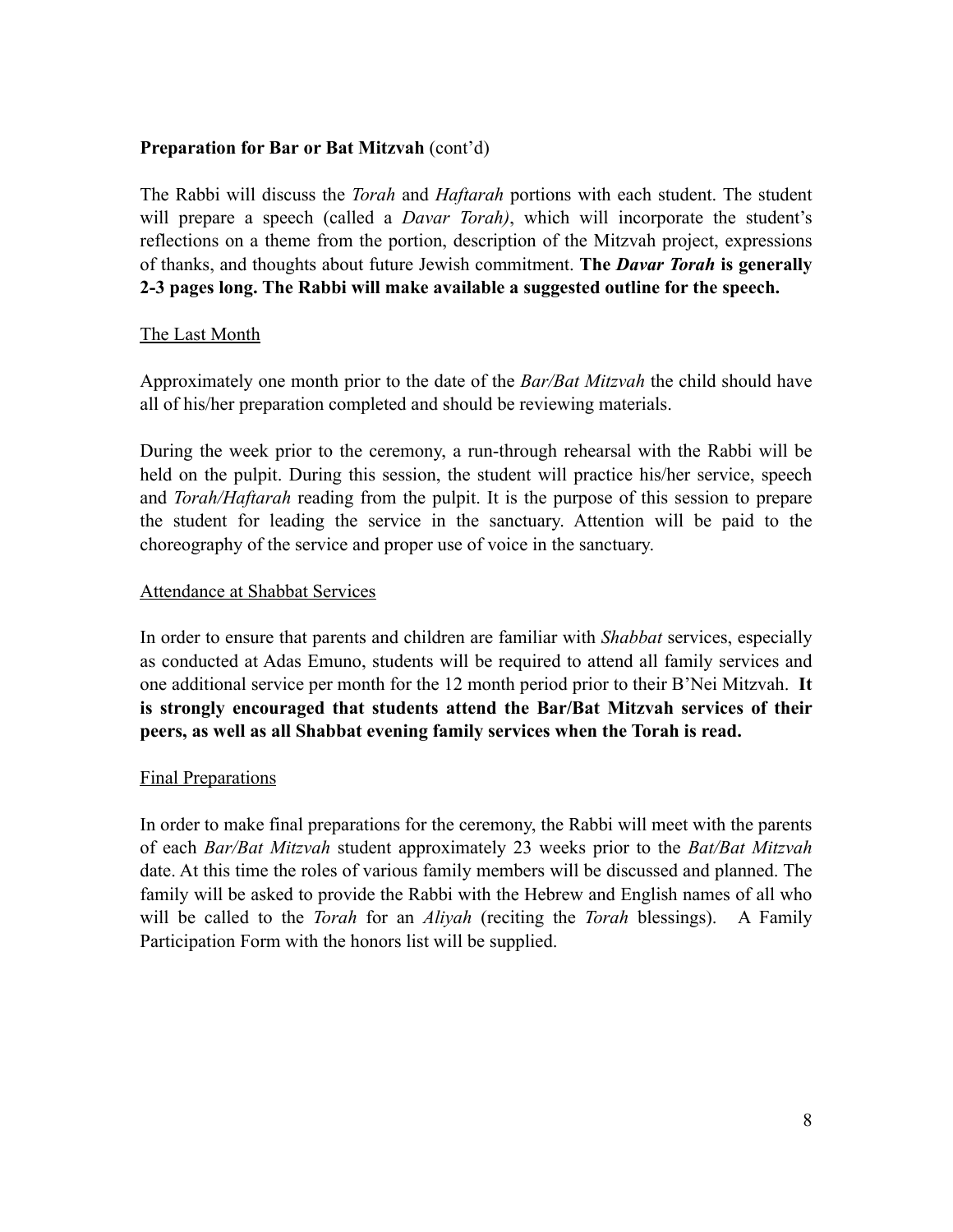**Preparation for Bar or Bat Mitzvah** (cont'd)

The Rabbi will discuss the *Torah* and *Haftarah* portions with each student. The student will prepare a speech (called a *Davar Torah)*, which will incorporate the student's reflections on a theme from the portion, description of the Mitzvah project, expressions of thanks, and thoughts about future Jewish commitment. **The *Davar Torah* is generally 2-3 pages long. The Rabbi will make available a suggested outline for the speech.**

<u>The Last Month</u>

Approximately one month prior to the date of the *Bar/Bat Mitzvah* the child should have all of his/her preparation completed and should be reviewing materials.

During the week prior to the ceremony, a run-through rehearsal with the Rabbi will be held on the pulpit. During this session, the student will practice his/her service, speech and *Torah/Haftarah* reading from the pulpit. It is the purpose of this session to prepare the student for leading the service in the sanctuary. Attention will be paid to the choreography of the service and proper use of voice in the sanctuary.

<u>Attendance at Shabbat Services</u>

In order to ensure that parents and children are familiar with *Shabbat* services, especially as conducted at Adas Emuno, students will be required to attend all family services and one additional service per month for the 12 month period prior to their B'Nei Mitzvah. **It is strongly encouraged that students attend the Bar/Bat Mitzvah services of their peers, as well as all Shabbat evening family services when the Torah is read.**

<u>Final Preparations</u>

In order to make final preparations for the ceremony, the Rabbi will meet with the parents of each *Bar/Bat Mitzvah* student approximately 23 weeks prior to the *Bat/Bat Mitzvah* date. At this time the roles of various family members will be discussed and planned. The family will be asked to provide the Rabbi with the Hebrew and English names of all who will be called to the *Torah* for an *Aliyah* (reciting the *Torah* blessings). A Family Participation Form with the honors list will be supplied.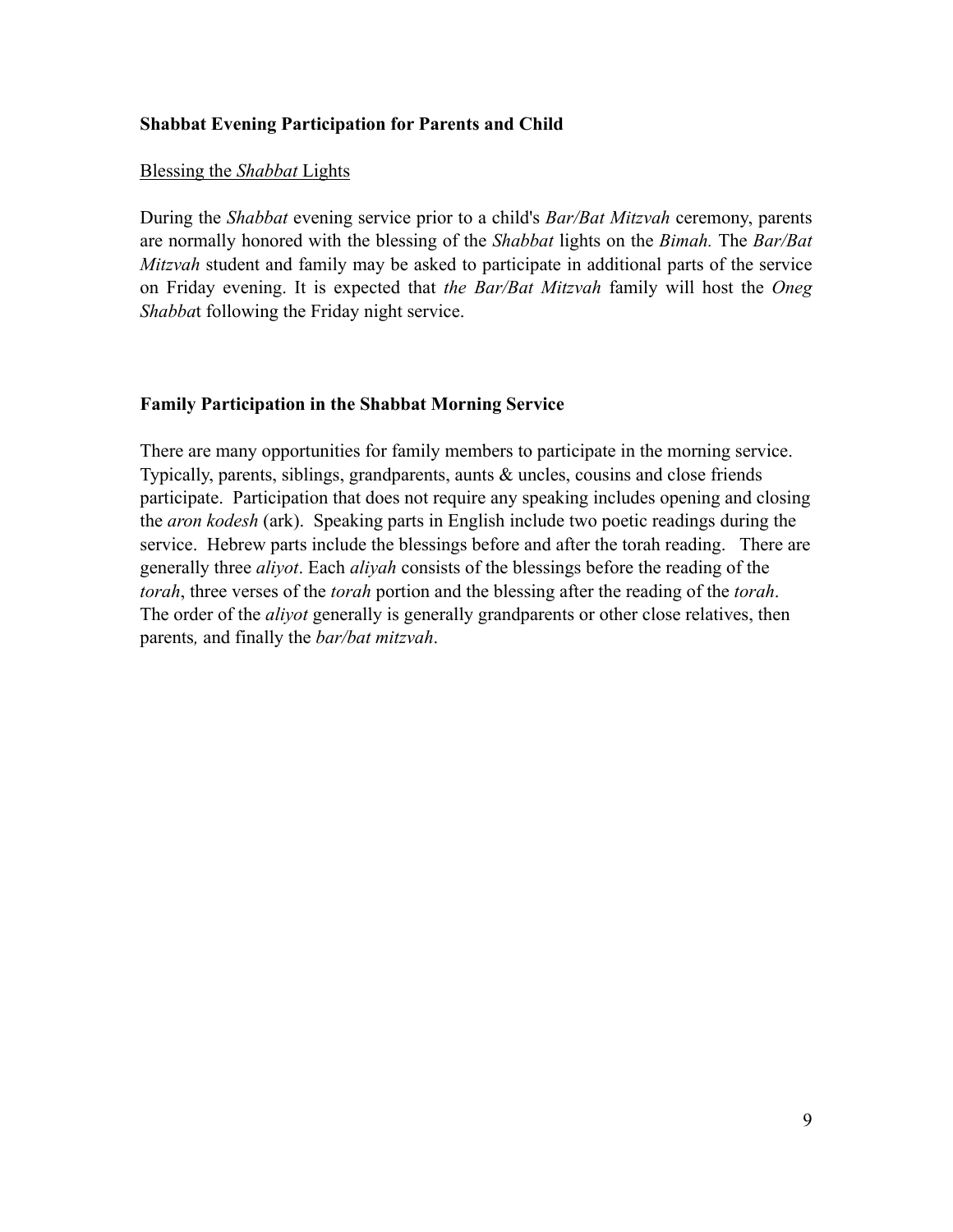**Shabbat Evening Participation for Parents and Child**

Blessing the *Shabbat* Lights

During the *Shabbat* evening service prior to a child's *Bar/Bat Mitzvah* ceremony, parents are normally honored with the blessing of the *Shabbat* lights on the *Bimah.* The *Bar/Bat Mitzvah* student and family may be asked to participate in additional parts of the service on Friday evening. It is expected that *the Bar/Bat Mitzvah* family will host the *Oneg Shabba*t following the Friday night service.

**Family Participation in the Shabbat Morning Service**

There are many opportunities for family members to participate in the morning service. Typically, parents, siblings, grandparents, aunts & uncles, cousins and close friends participate. Participation that does not require any speaking includes opening and closing the *aron kodesh* (ark). Speaking parts in English include two poetic readings during the service. Hebrew parts include the blessings before and after the torah reading. There are generally three *aliyot*. Each *aliyah* consists of the blessings before the reading of the *torah*, three verses of the *torah* portion and the blessing after the reading of the *torah*. The order of the *aliyot* generally is generally grandparents or other close relatives, then parents*,* and finally the *bar/bat mitzvah*.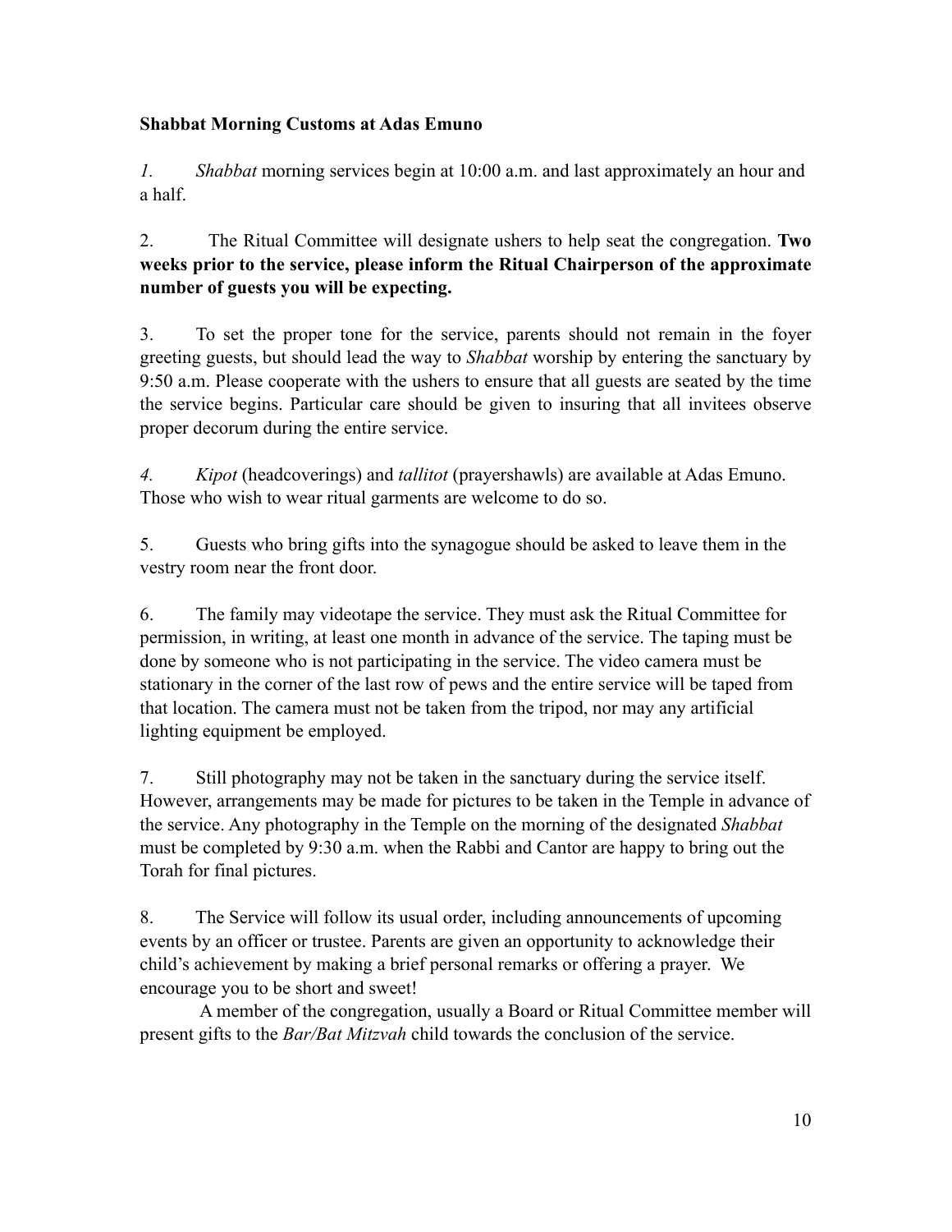**Shabbat Morning Customs at Adas Emuno**

*1.* *Shabbat* morning services begin at 10:00 a.m. and last approximately an hour and a half.

2. The Ritual Committee will designate ushers to help seat the congregation. **Two weeks prior to the service, please inform the Ritual Chairperson of the approximate number of guests you will be expecting.**

3. To set the proper tone for the service, parents should not remain in the foyer greeting guests, but should lead the way to *Shabbat* worship by entering the sanctuary by 9:50 a.m. Please cooperate with the ushers to ensure that all guests are seated by the time the service begins. Particular care should be given to insuring that all invitees observe proper decorum during the entire service.

*4.* *Kipot* (headcoverings) and *tallitot* (prayershawls) are available at Adas Emuno. Those who wish to wear ritual garments are welcome to do so.

5. Guests who bring gifts into the synagogue should be asked to leave them in the vestry room near the front door.

6. The family may videotape the service. They must ask the Ritual Committee for permission, in writing, at least one month in advance of the service. The taping must be done by someone who is not participating in the service. The video camera must be stationary in the corner of the last row of pews and the entire service will be taped from that location. The camera must not be taken from the tripod, nor may any artificial lighting equipment be employed.

7. Still photography may not be taken in the sanctuary during the service itself. However, arrangements may be made for pictures to be taken in the Temple in advance of the service. Any photography in the Temple on the morning of the designated *Shabbat* must be completed by 9:30 a.m. when the Rabbi and Cantor are happy to bring out the Torah for final pictures.

8. The Service will follow its usual order, including announcements of upcoming events by an officer or trustee. Parents are given an opportunity to acknowledge their child's achievement by making a brief personal remarks or offering a prayer. We encourage you to be short and sweet!

A member of the congregation, usually a Board or Ritual Committee member will present gifts to the *Bar/Bat Mitzvah* child towards the conclusion of the service.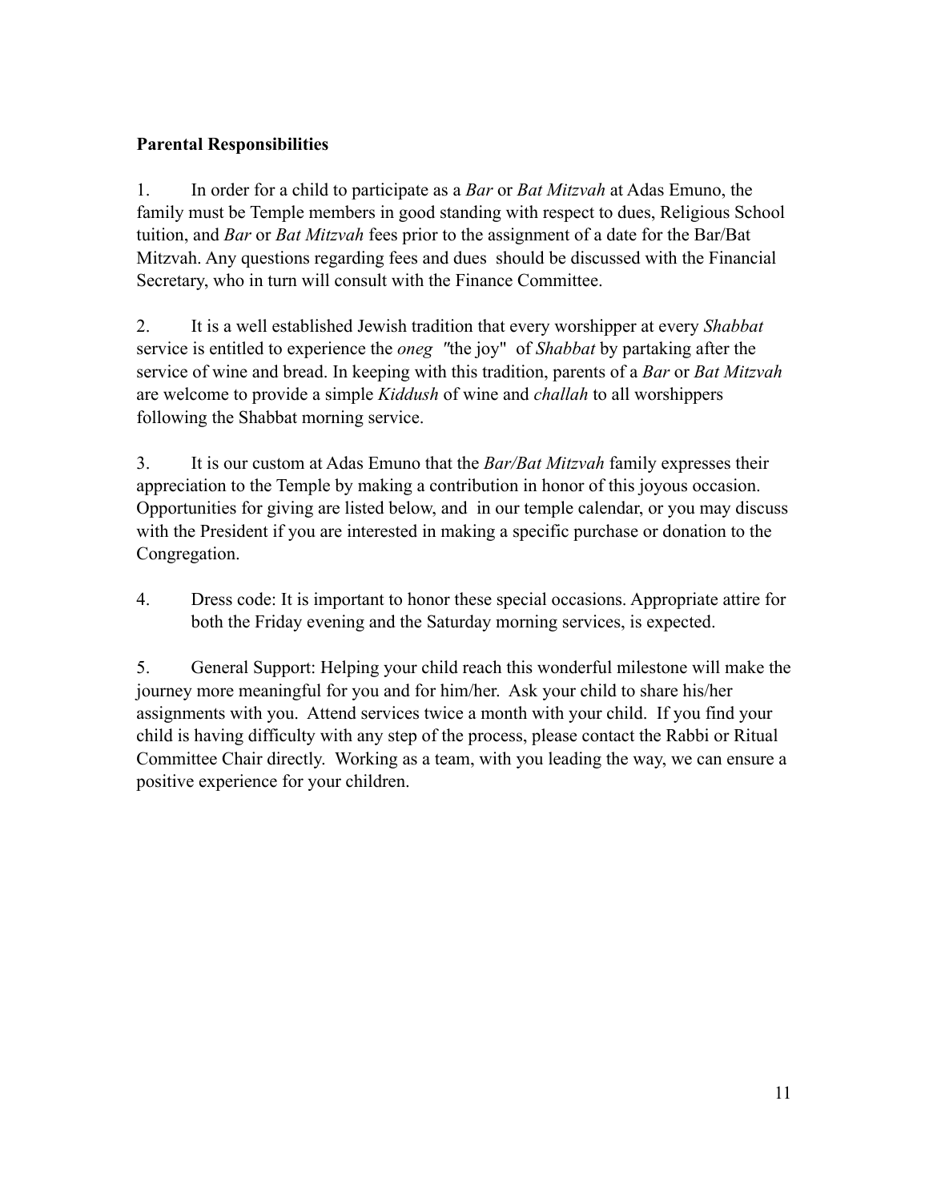**Parental Responsibilities**

1. In order for a child to participate as a *Bar* or *Bat Mitzvah* at Adas Emuno, the family must be Temple members in good standing with respect to dues, Religious School tuition, and *Bar* or *Bat Mitzvah* fees prior to the assignment of a date for the Bar/Bat Mitzvah. Any questions regarding fees and dues should be discussed with the Financial Secretary, who in turn will consult with the Finance Committee.

2. It is a well established Jewish tradition that every worshipper at every *Shabbat* service is entitled to experience the *oneg* "the joy" of *Shabbat* by partaking after the service of wine and bread. In keeping with this tradition, parents of a *Bar* or *Bat Mitzvah* are welcome to provide a simple *Kiddush* of wine and *challah* to all worshippers following the Shabbat morning service.

3. It is our custom at Adas Emuno that the *Bar/Bat Mitzvah* family expresses their appreciation to the Temple by making a contribution in honor of this joyous occasion. Opportunities for giving are listed below, and in our temple calendar, or you may discuss with the President if you are interested in making a specific purchase or donation to the Congregation.

4. Dress code: It is important to honor these special occasions. Appropriate attire for both the Friday evening and the Saturday morning services, is expected.

5. General Support: Helping your child reach this wonderful milestone will make the journey more meaningful for you and for him/her. Ask your child to share his/her assignments with you. Attend services twice a month with your child. If you find your child is having difficulty with any step of the process, please contact the Rabbi or Ritual Committee Chair directly. Working as a team, with you leading the way, we can ensure a positive experience for your children.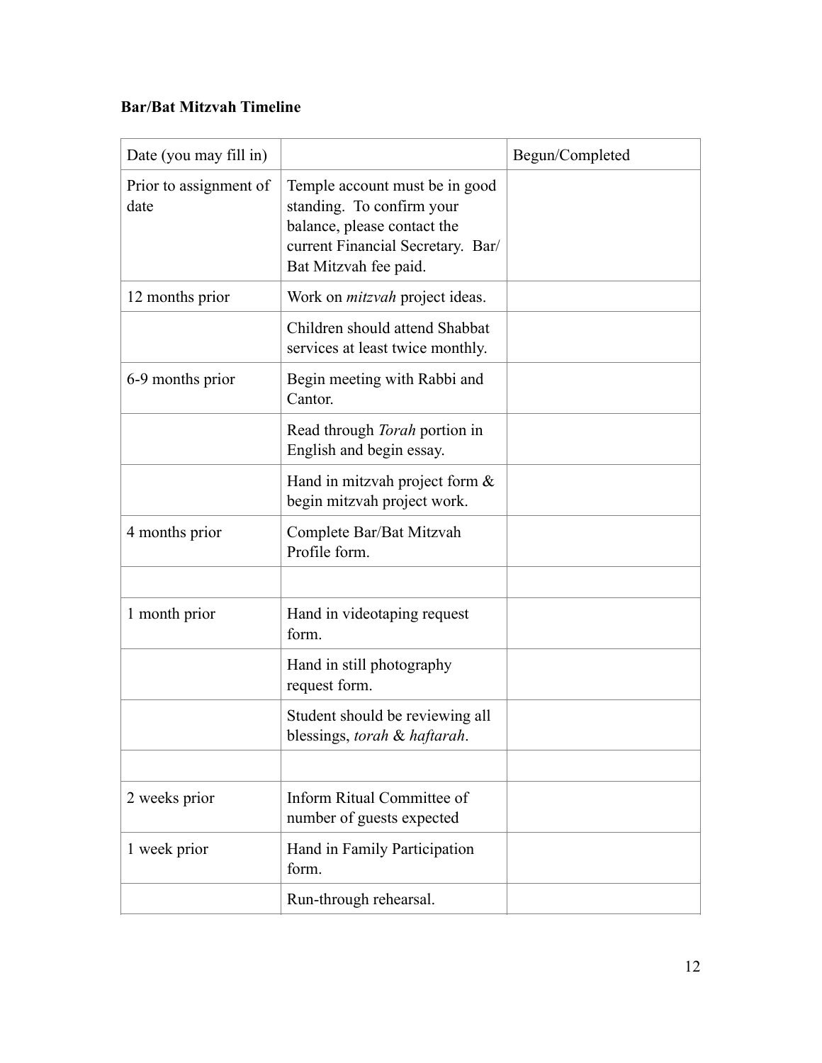**Bar/Bat Mitzvah Timeline**

| Date (you may fill in) | | Begun/Completed |
| --- | --- | --- |
| Prior to assignment of date | Temple account must be in good standing. To confirm your balance, please contact the current Financial Secretary. Bar/Bat Mitzvah fee paid. | |
| 12 months prior | Work on *mitzvah* project ideas. | |
| | Children should attend Shabbat services at least twice monthly. | |
| 6-9 months prior | Begin meeting with Rabbi and Cantor. | |
| | Read through *Torah* portion in English and begin essay. | |
| | Hand in mitzvah project form & begin mitzvah project work. | |
| 4 months prior | Complete Bar/Bat Mitzvah Profile form. | |
| | | |
| 1 month prior | Hand in videotaping request form. | |
| | Hand in still photography request form. | |
| | Student should be reviewing all blessings, *torah* & *haftarah*. | |
| | | |
| 2 weeks prior | Inform Ritual Committee of number of guests expected | |
| 1 week prior | Hand in Family Participation form. | |
| | Run-through rehearsal. | |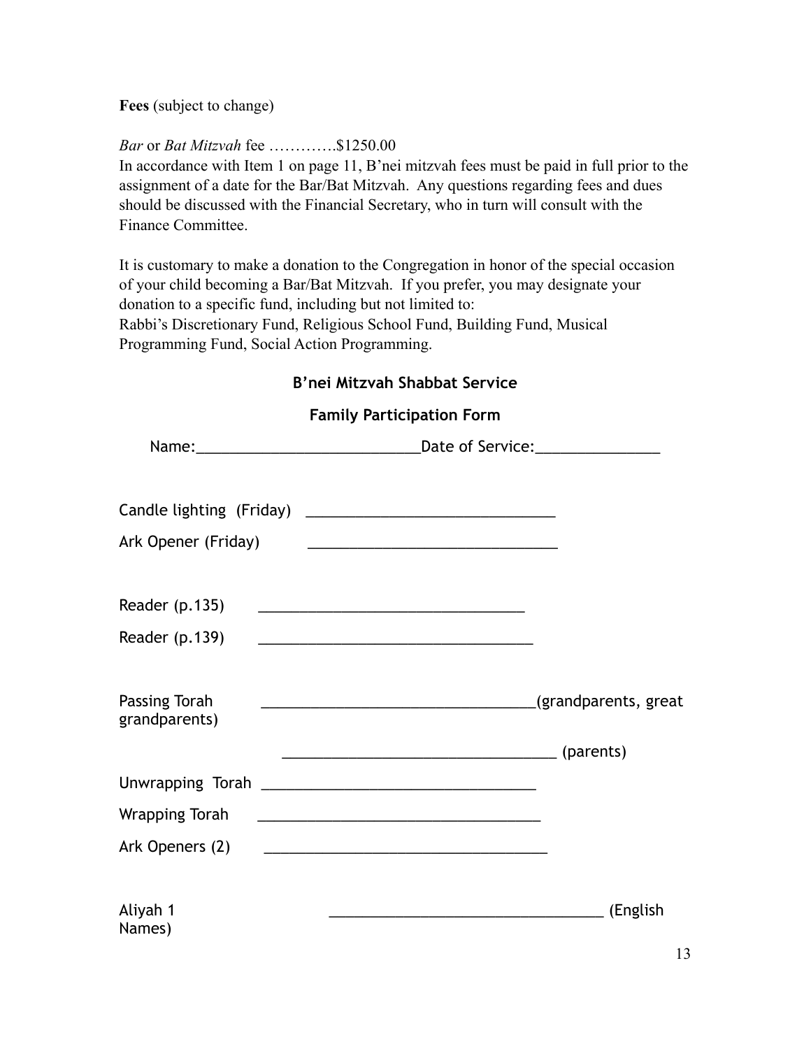**Fees** (subject to change)

*Bar* or *Bat Mitzvah* fee ………….$1250.00

In accordance with Item 1 on page 11, B'nei mitzvah fees must be paid in full prior to the assignment of a date for the Bar/Bat Mitzvah. Any questions regarding fees and dues should be discussed with the Financial Secretary, who in turn will consult with the Finance Committee.

It is customary to make a donation to the Congregation in honor of the special occasion of your child becoming a Bar/Bat Mitzvah. If you prefer, you may designate your donation to a specific fund, including but not limited to:
Rabbi's Discretionary Fund, Religious School Fund, Building Fund, Musical Programming Fund, Social Action Programming.

**B'nei Mitzvah Shabbat Service**

**Family Participation Form**

Name:___________________________Date of Service:_______________

Candle lighting (Friday) ______________________________

Ark Opener (Friday) ______________________________

Reader (p.135) ________________________________

Reader (p.139) _________________________________

Passing Torah _________________________________(grandparents, great grandparents)

_________________________________ (parents)

Unwrapping Torah _________________________________

Wrapping Torah __________________________________

Ark Openers (2) __________________________________

Aliyah 1 _________________________________ (English Names)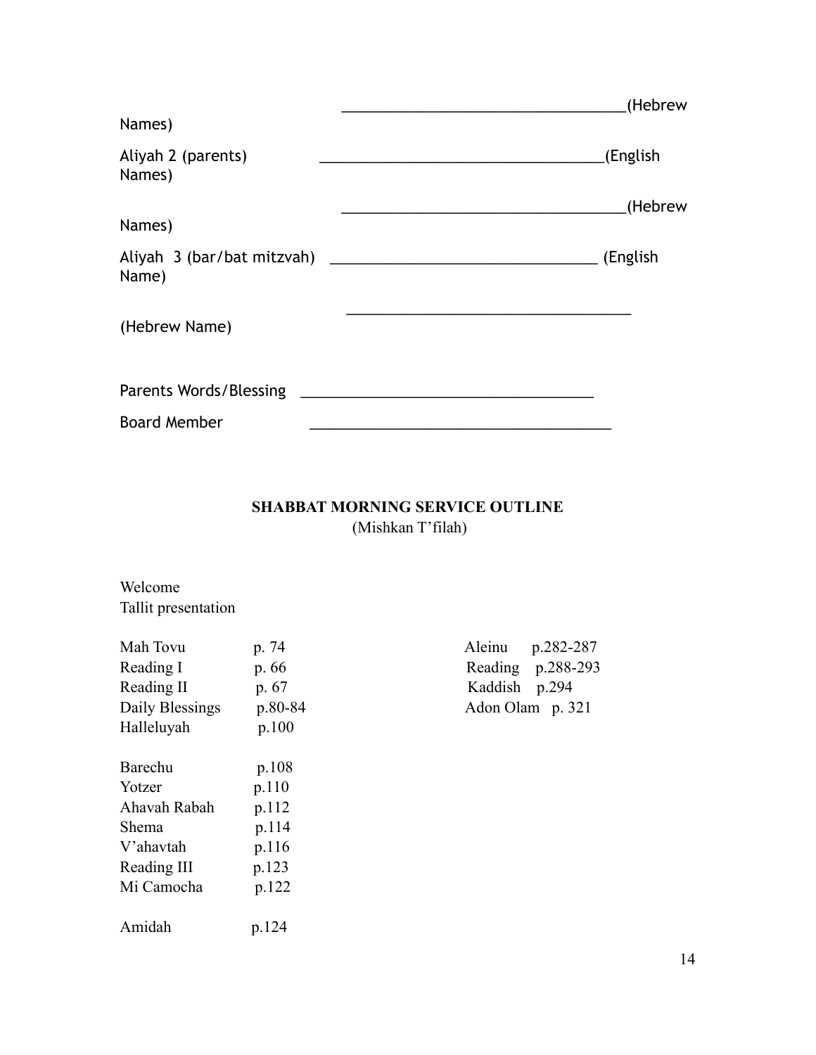\_\_\_\_\_\_\_\_\_\_\_\_\_\_\_\_\_\_\_\_\_\_\_\_\_\_\_\_\_\_\_\_\_\_\_(Hebrew Names)

Aliyah 2 (parents) \_\_\_\_\_\_\_\_\_\_\_\_\_\_\_\_\_\_\_\_\_\_\_\_\_\_\_\_\_\_\_\_\_\_\_(English Names)

\_\_\_\_\_\_\_\_\_\_\_\_\_\_\_\_\_\_\_\_\_\_\_\_\_\_\_\_\_\_\_\_\_\_\_(Hebrew Names)

Aliyah 3 (bar/bat mitzvah) \_\_\_\_\_\_\_\_\_\_\_\_\_\_\_\_\_\_\_\_\_\_\_\_\_\_\_\_\_\_\_\_ (English Name)

\_\_\_\_\_\_\_\_\_\_\_\_\_\_\_\_\_\_\_\_\_\_\_\_\_\_\_\_\_\_\_\_\_\_\_
(Hebrew Name)

Parents Words/Blessing \_\_\_\_\_\_\_\_\_\_\_\_\_\_\_\_\_\_\_\_\_\_\_\_\_\_\_\_\_\_\_\_\_\_\_\_

Board Member \_\_\_\_\_\_\_\_\_\_\_\_\_\_\_\_\_\_\_\_\_\_\_\_\_\_\_\_\_\_\_\_\_\_\_\_\_

## SHABBAT MORNING SERVICE OUTLINE

(Mishkan T'filah)

Welcome
Tallit presentation

Mah Tovu p. 74
Reading I p. 66
Reading II p. 67
Daily Blessings p.80-84
Halleluyah p.100

Barechu p.108
Yotzer p.110
Ahavah Rabah p.112
Shema p.114
V'ahavtah p.116
Reading III p.123
Mi Camocha p.122

Amidah p.124

Aleinu p.282-287
Reading p.288-293
Kaddish p.294
Adon Olam p. 321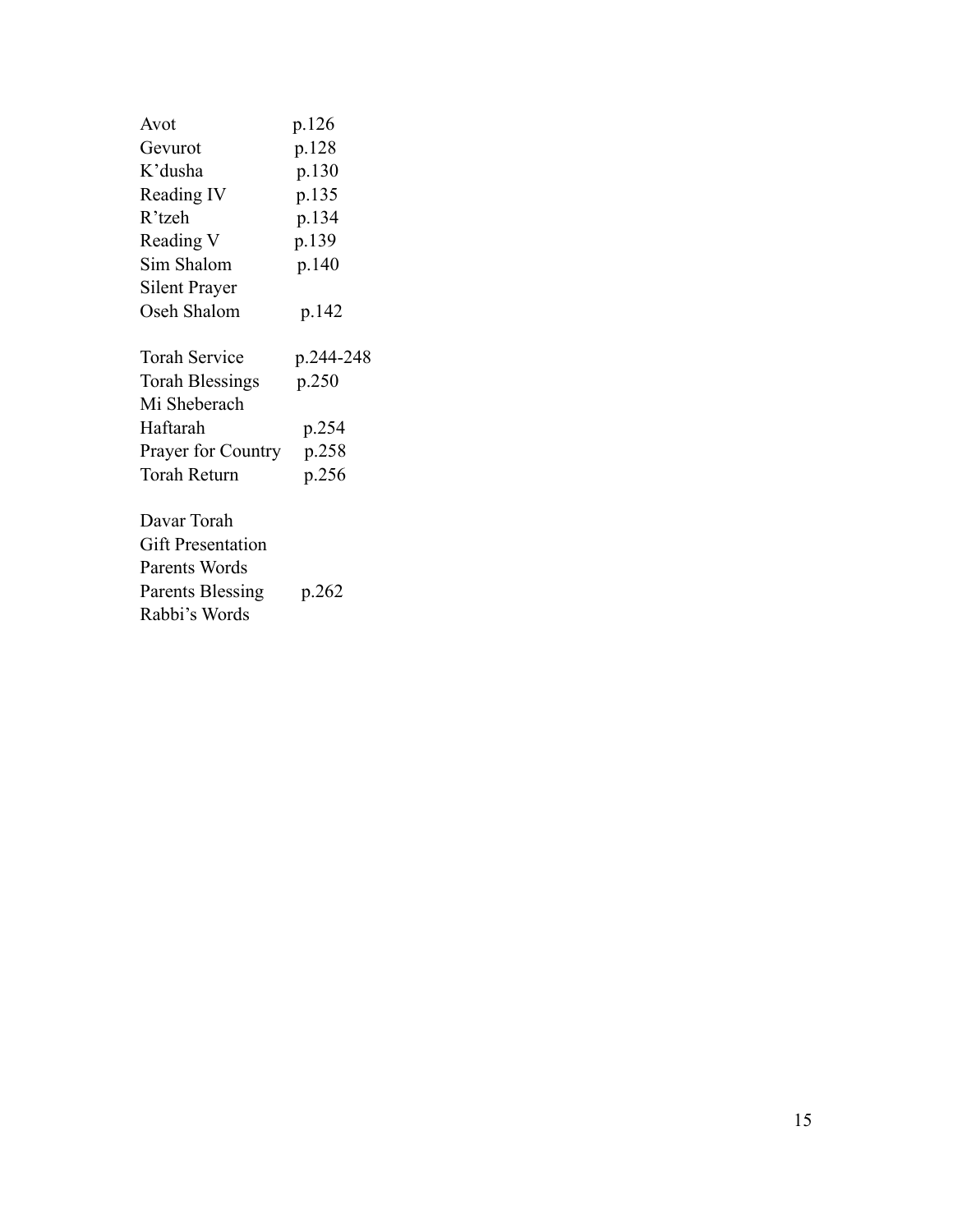| | |
|---|---|
| Avot | p.126 |
| Gevurot | p.128 |
| K'dusha | p.130 |
| Reading IV | p.135 |
| R'tzeh | p.134 |
| Reading V | p.139 |
| Sim Shalom | p.140 |
| Silent Prayer | |
| Oseh Shalom | p.142 |

| | |
|---|---|
| Torah Service | p.244-248 |
| Torah Blessings | p.250 |
| Mi Sheberach | |
| Haftarah | p.254 |
| Prayer for Country | p.258 |
| Torah Return | p.256 |

| | |
|---|---|
| Davar Torah | |
| Gift Presentation | |
| Parents Words | |
| Parents Blessing | p.262 |
| Rabbi's Words | |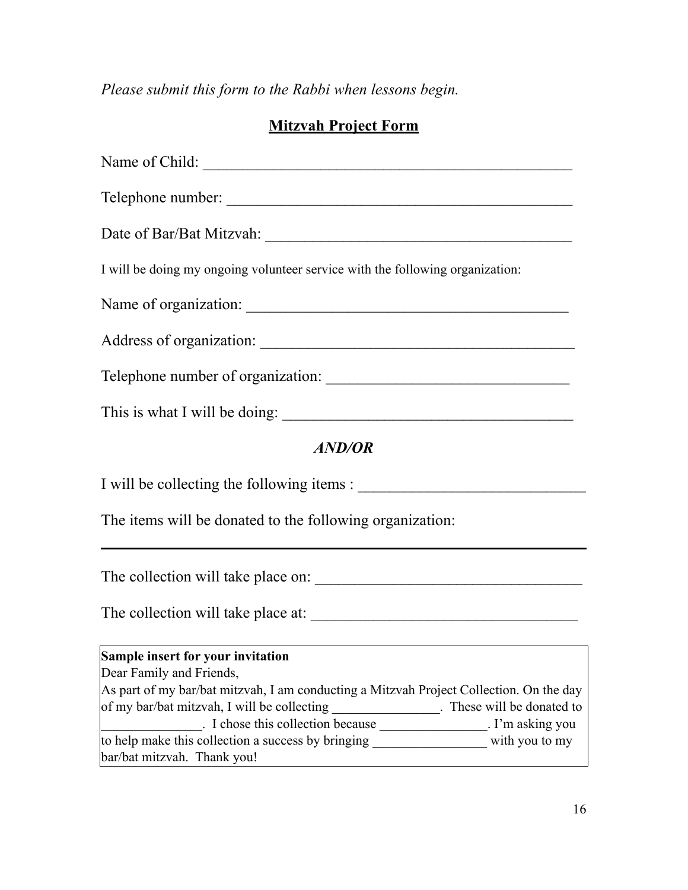*Please submit this form to the Rabbi when lessons begin.*

## Mitzvah Project Form

Name of Child: ________________________________________________

Telephone number: ____________________________________________

Date of Bar/Bat Mitzvah: _______________________________________

I will be doing my ongoing volunteer service with the following organization:

Name of organization: ___________________________________________

Address of organization: _________________________________________

Telephone number of organization: _______________________________

This is what I will be doing: _____________________________________

***AND/OR***

I will be collecting the following items : _____________________________

The items will be donated to the following organization:

_______________________________________________________________

The collection will take place on: _________________________________

The collection will take place at: _________________________________

| **Sample insert for your invitation** |
|---|
| Dear Family and Friends,<br>As part of my bar/bat mitzvah, I am conducting a Mitzvah Project Collection. On the day of my bar/bat mitzvah, I will be collecting ________________. These will be donated to _______________. I chose this collection because ________________. I'm asking you to help make this collection a success by bringing _________________ with you to my bar/bat mitzvah. Thank you! |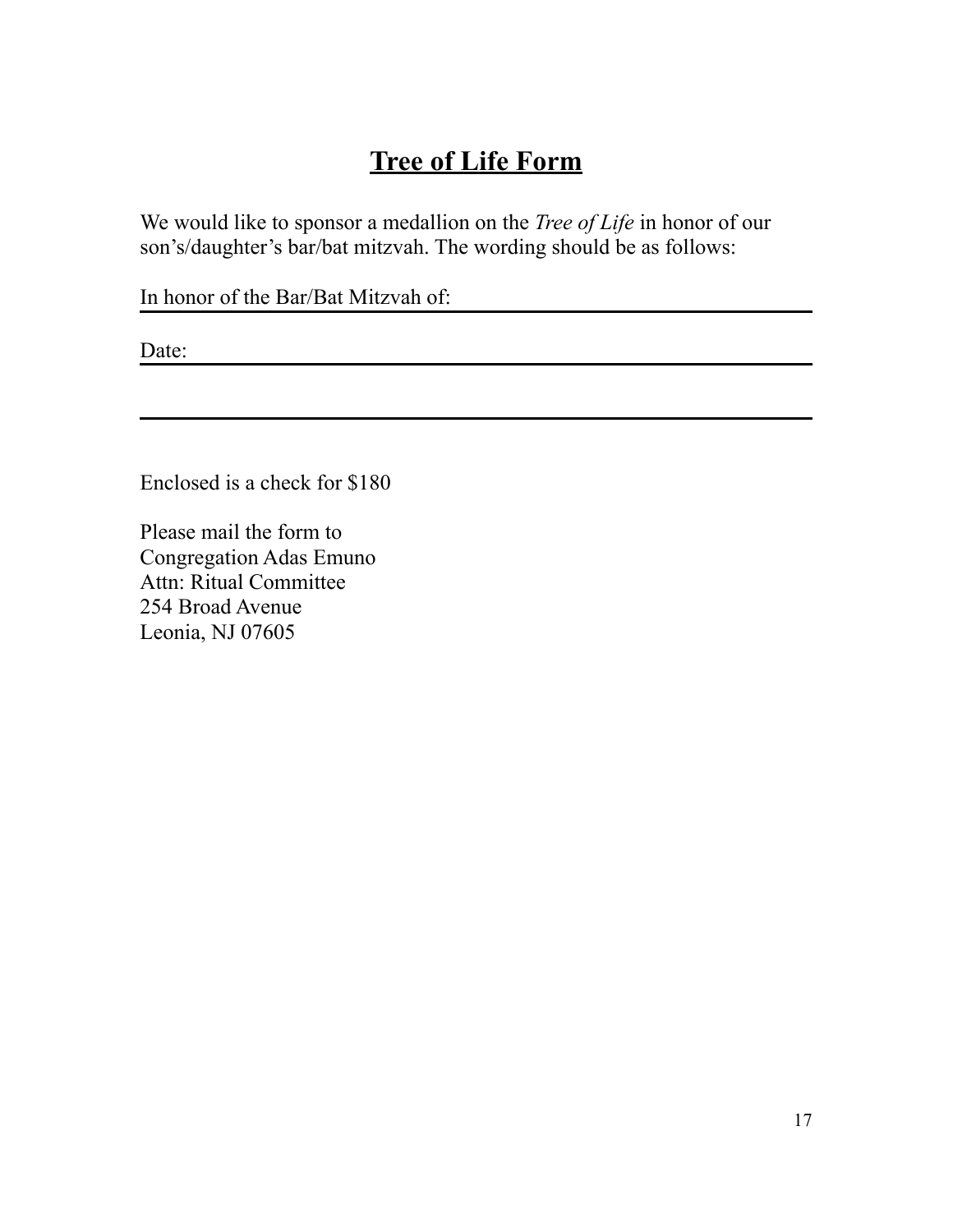# Tree of Life Form

We would like to sponsor a medallion on the *Tree of Life* in honor of our son's/daughter's bar/bat mitzvah. The wording should be as follows:

In honor of the Bar/Bat Mitzvah of: ______________________________

Date: ______________________________

______________________________

Enclosed is a check for $180

Please mail the form to
Congregation Adas Emuno
Attn: Ritual Committee
254 Broad Avenue
Leonia, NJ 07605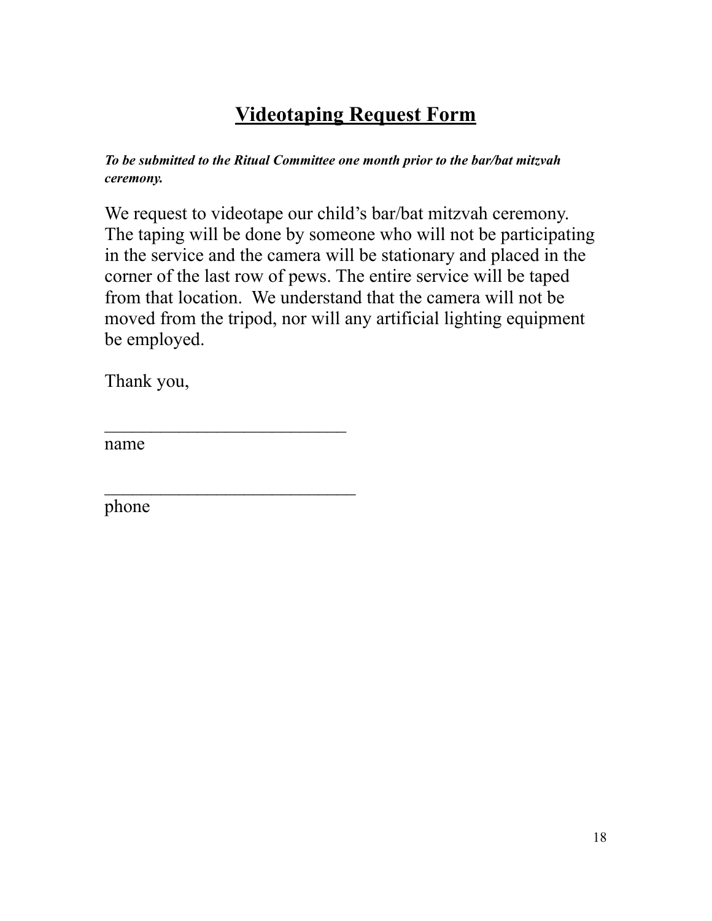# Videotaping Request Form

***To be submitted to the Ritual Committee one month prior to the bar/bat mitzvah ceremony.***

We request to videotape our child's bar/bat mitzvah ceremony. The taping will be done by someone who will not be participating in the service and the camera will be stationary and placed in the corner of the last row of pews. The entire service will be taped from that location. We understand that the camera will not be moved from the tripod, nor will any artificial lighting equipment be employed.

Thank you,

___________________________
name

____________________________
phone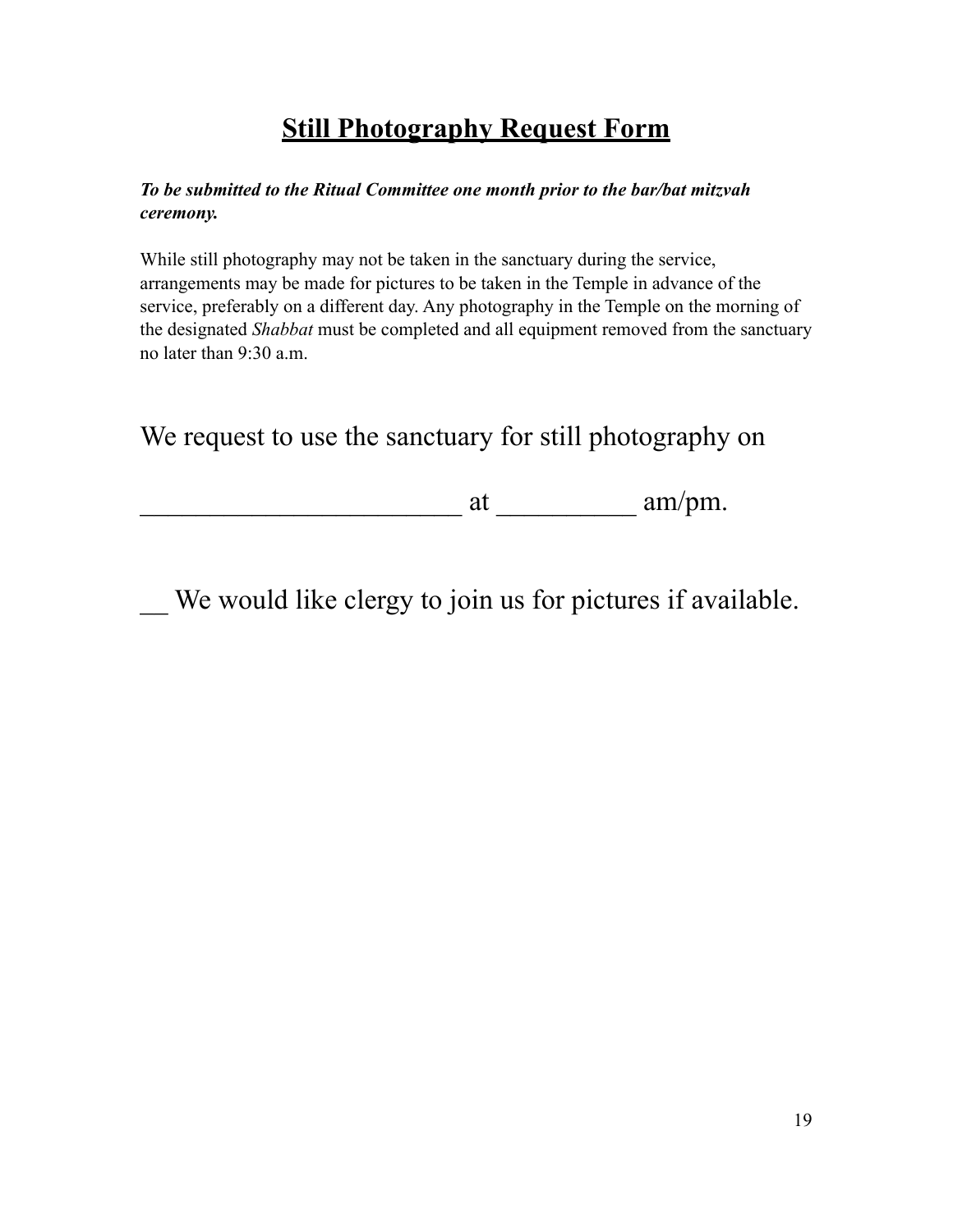# Still Photography Request Form

***To be submitted to the Ritual Committee one month prior to the bar/bat mitzvah ceremony.***

While still photography may not be taken in the sanctuary during the service, arrangements may be made for pictures to be taken in the Temple in advance of the service, preferably on a different day. Any photography in the Temple on the morning of the designated *Shabbat* must be completed and all equipment removed from the sanctuary no later than 9:30 a.m.

We request to use the sanctuary for still photography on

________________________ at __________ am/pm.

__ We would like clergy to join us for pictures if available.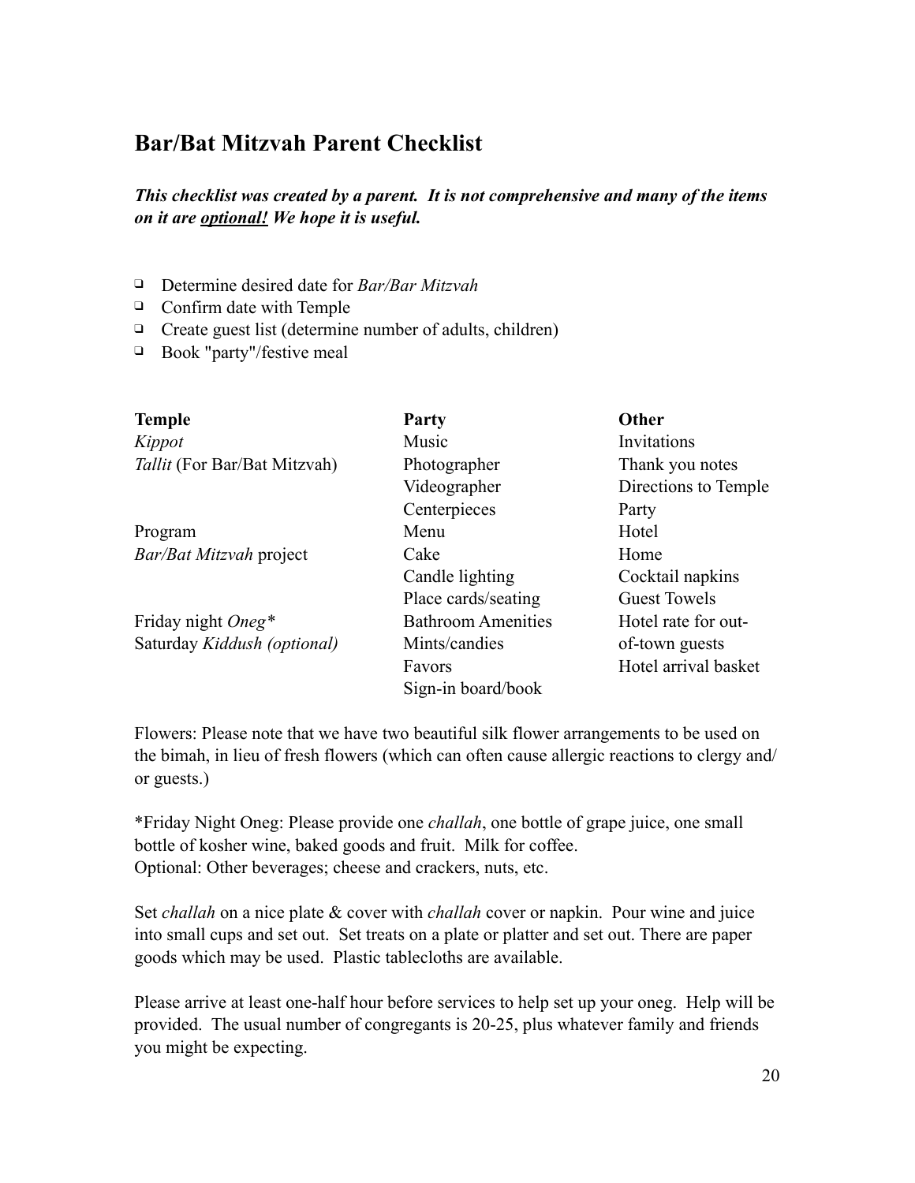## Bar/Bat Mitzvah Parent Checklist

***This checklist was created by a parent. It is not comprehensive and many of the items on it are <u>optional!</u> We hope it is useful.***

- ❑ Determine desired date for *Bar/Bar Mitzvah*
- ❑ Confirm date with Temple
- ❑ Create guest list (determine number of adults, children)
- ❑ Book "party"/festive meal

| **Temple** | **Party** | **Other** |
|---|---|---|
| *Kippot* | Music | Invitations |
| *Tallit* (For Bar/Bat Mitzvah) | Photographer | Thank you notes |
| | Videographer | Directions to Temple |
| | Centerpieces | Party |
| Program | Menu | Hotel |
| *Bar/Bat Mitzvah* project | Cake | Home |
| | Candle lighting | Cocktail napkins |
| | Place cards/seating | Guest Towels |
| Friday night *Oneg\** | Bathroom Amenities | Hotel rate for out- |
| Saturday *Kiddush (optional)* | Mints/candies | of-town guests |
| | Favors | Hotel arrival basket |
| | Sign-in board/book | |

Flowers: Please note that we have two beautiful silk flower arrangements to be used on the bimah, in lieu of fresh flowers (which can often cause allergic reactions to clergy and/or guests.)

*Friday Night Oneg: Please provide one *challah*, one bottle of grape juice, one small bottle of kosher wine, baked goods and fruit. Milk for coffee.
Optional: Other beverages; cheese and crackers, nuts, etc.

Set *challah* on a nice plate & cover with *challah* cover or napkin. Pour wine and juice into small cups and set out. Set treats on a plate or platter and set out. There are paper goods which may be used. Plastic tablecloths are available.

Please arrive at least one-half hour before services to help set up your oneg. Help will be provided. The usual number of congregants is 20-25, plus whatever family and friends you might be expecting.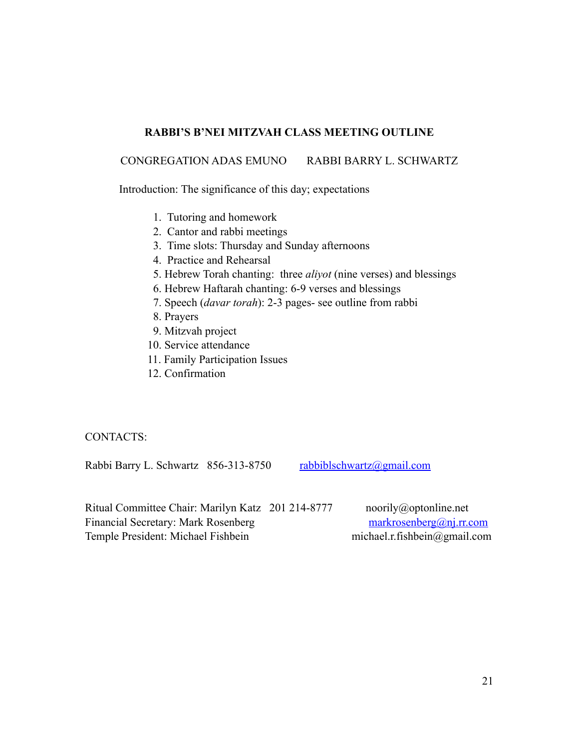**RABBI'S B'NEI MITZVAH CLASS MEETING OUTLINE**

CONGREGATION ADAS EMUNO RABBI BARRY L. SCHWARTZ

Introduction: The significance of this day; expectations

1. Tutoring and homework
2. Cantor and rabbi meetings
3. Time slots: Thursday and Sunday afternoons
4. Practice and Rehearsal
5. Hebrew Torah chanting: three *aliyot* (nine verses) and blessings
6. Hebrew Haftarah chanting: 6-9 verses and blessings
7. Speech (*davar torah*): 2-3 pages- see outline from rabbi
8. Prayers
9. Mitzvah project
10. Service attendance
11. Family Participation Issues
12. Confirmation

CONTACTS:

Rabbi Barry L. Schwartz 856-313-8750 rabbiblschwartz@gmail.com

Ritual Committee Chair: Marilyn Katz 201 214-8777 noorily@optonline.net
Financial Secretary: Mark Rosenberg markrosenberg@nj.rr.com
Temple President: Michael Fishbein michael.r.fishbein@gmail.com